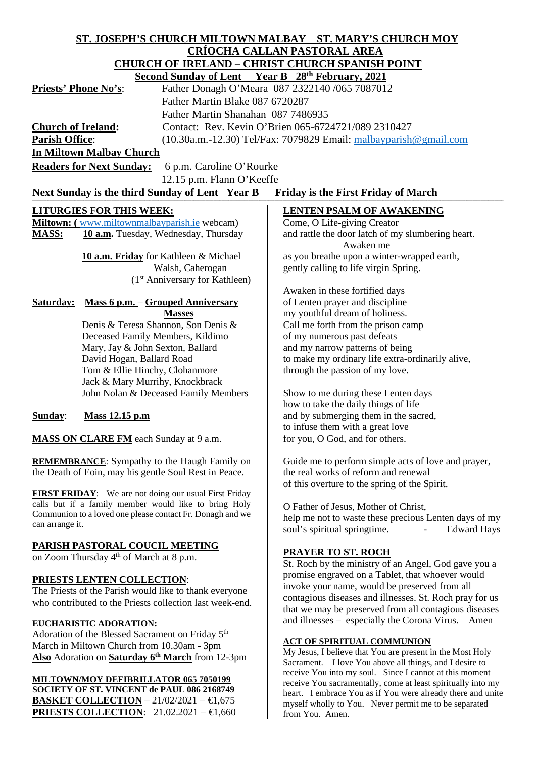# ST. JOSEPH'S CHURCH MILTOWN MALBAY ST. MARY'S CHURCH MOY

## CRÍOCHA CALLAN PASTORAL AREA

## CHURCH OF IRELAND – CHRIST CHURCH SPANISH POINT

**Second Sunday of Lent Year B 28th February, 2021**

**Priests' Phone No's**: Father Donagh O'Meara 087 2322140 /065 7087012
Father Martin Blake 087 6720287
Father Martin Shanahan 087 7486935

**Church of Ireland**: Contact: Rev. Kevin O'Brien 065-6724721/089 2310427

**Parish Office**: (10.30a.m.-12.30) Tel/Fax: 7079829 Email: malbayparish@gmail.com

**In Miltown Malbay Church**

**Readers for Next Sunday:** 6 p.m. Caroline O'Rourke
12.15 p.m. Flann O'Keeffe

**Next Sunday is the third Sunday of Lent Year B** **Friday is the First Friday of March**

**LITURGIES FOR THIS WEEK:**

**Miltown: (** www.miltownmalbayparish.ie webcam)

**MASS:** **10 a.m.** Tuesday, Wednesday, Thursday

**10 a.m. Friday** for Kathleen & Michael Walsh, Caherogan (1st Anniversary for Kathleen)

**Saturday:** **Mass 6 p.m. – Grouped Anniversary Masses**
Denis & Teresa Shannon, Son Denis & Deceased Family Members, Kildimo
Mary, Jay & John Sexton, Ballard
David Hogan, Ballard Road
Tom & Ellie Hinchy, Clohanmore
Jack & Mary Murrihy, Knockbrack
John Nolan & Deceased Family Members

**Sunday**: **Mass 12.15 p.m**

**MASS ON CLARE FM** each Sunday at 9 a.m.

**REMEMBRANCE**: Sympathy to the Haugh Family on the Death of Eoin, may his gentle Soul Rest in Peace.

**FIRST FRIDAY**: We are not doing our usual First Friday calls but if a family member would like to bring Holy Communion to a loved one please contact Fr. Donagh and we can arrange it.

**PARISH PASTORAL COUCIL MEETING**
on Zoom Thursday 4th of March at 8 p.m.

**PRIESTS LENTEN COLLECTION**:
The Priests of the Parish would like to thank everyone who contributed to the Priests collection last week-end.

**EUCHARISTIC ADORATION:**
Adoration of the Blessed Sacrament on Friday 5th March in Miltown Church from 10.30am - 3pm
**Also** Adoration on **Saturday 6th March** from 12-3pm

**MILTOWN/MOY DEFIBRILLATOR 065 7050199**
**SOCIETY OF ST. VINCENT de PAUL 086 2168749**
**BASKET COLLECTION** – 21/02/2021 = €1,675
**PRIESTS COLLECTION**: 21.02.2021 = €1,660

**LENTEN PSALM OF AWAKENING**

Come, O Life-giving Creator
and rattle the door latch of my slumbering heart.
Awaken me
as you breathe upon a winter-wrapped earth,
gently calling to life virgin Spring.

Awaken in these fortified days
of Lenten prayer and discipline
my youthful dream of holiness.
Call me forth from the prison camp
of my numerous past defeats
and my narrow patterns of being
to make my ordinary life extra-ordinarily alive,
through the passion of my love.

Show to me during these Lenten days
how to take the daily things of life
and by submerging them in the sacred,
to infuse them with a great love
for you, O God, and for others.

Guide me to perform simple acts of love and prayer,
the real works of reform and renewal
of this overture to the spring of the Spirit.

O Father of Jesus, Mother of Christ,
help me not to waste these precious Lenten days of my soul's spiritual springtime. - Edward Hays

**PRAYER TO ST. ROCH**

St. Roch by the ministry of an Angel, God gave you a promise engraved on a Tablet, that whoever would invoke your name, would be preserved from all contagious diseases and illnesses. St. Roch pray for us that we may be preserved from all contagious diseases and illnesses – especially the Corona Virus. Amen

**ACT OF SPIRITUAL COMMUNION**

My Jesus, I believe that You are present in the Most Holy Sacrament. I love You above all things, and I desire to receive You into my soul. Since I cannot at this moment receive You sacramentally, come at least spiritually into my heart. I embrace You as if You were already there and unite myself wholly to You. Never permit me to be separated from You. Amen.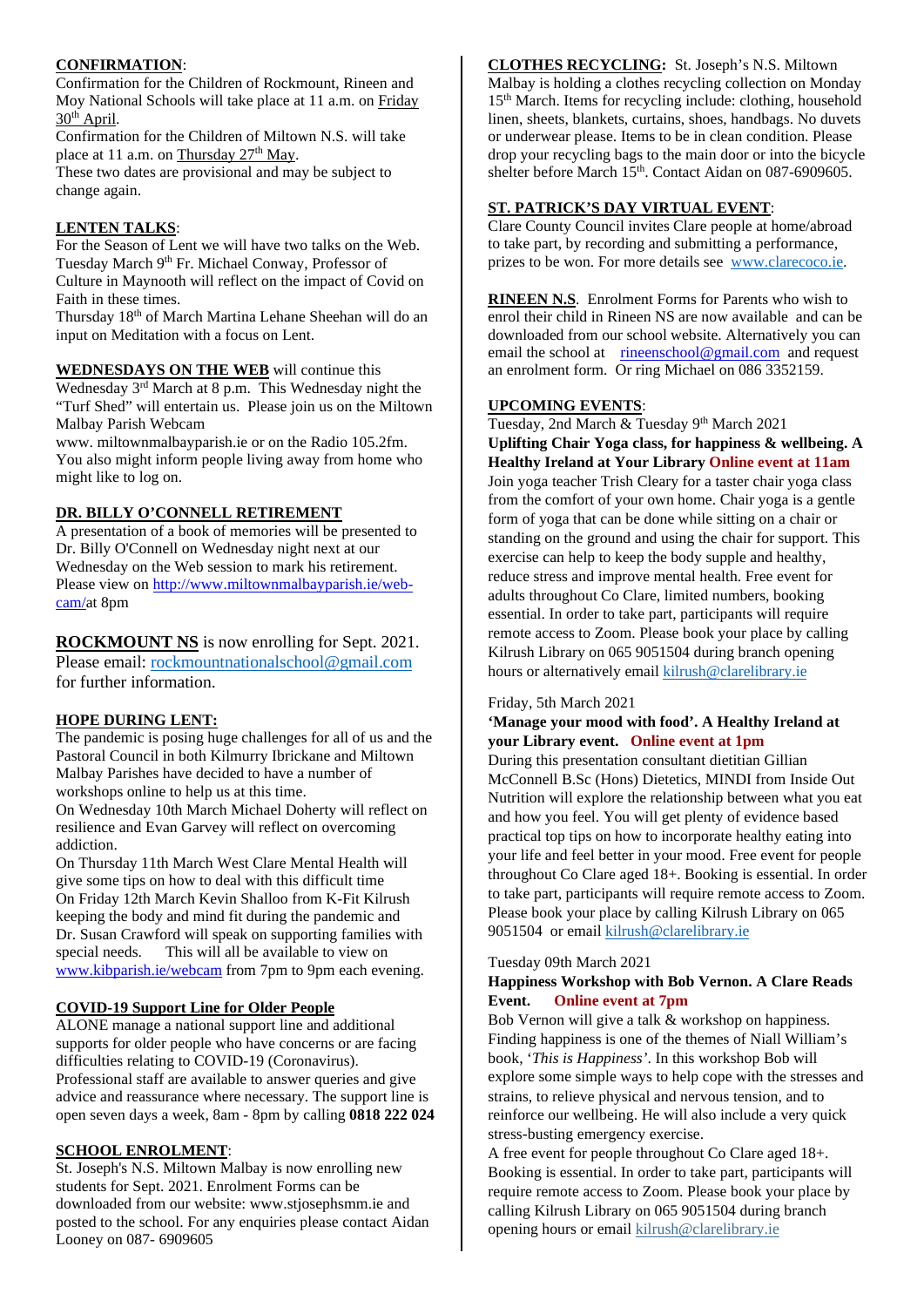**CONFIRMATION**:

Confirmation for the Children of Rockmount, Rineen and Moy National Schools will take place at 11 a.m. on Friday 30th April.

Confirmation for the Children of Miltown N.S. will take place at 11 a.m. on Thursday 27th May.

These two dates are provisional and may be subject to change again.

**LENTEN TALKS**:

For the Season of Lent we will have two talks on the Web.

Tuesday March 9th Fr. Michael Conway, Professor of Culture in Maynooth will reflect on the impact of Covid on Faith in these times.

Thursday 18th of March Martina Lehane Sheehan will do an input on Meditation with a focus on Lent.

**WEDNESDAYS ON THE WEB** will continue this Wednesday 3rd March at 8 p.m. This Wednesday night the "Turf Shed" will entertain us. Please join us on the Miltown Malbay Parish Webcam www. miltownmalbayparish.ie or on the Radio 105.2fm. You also might inform people living away from home who might like to log on.

**DR. BILLY O'CONNELL RETIREMENT**

A presentation of a book of memories will be presented to Dr. Billy O'Connell on Wednesday night next at our Wednesday on the Web session to mark his retirement. Please view on http://www.miltownmalbayparish.ie/web-cam/at 8pm

**ROCKMOUNT NS** is now enrolling for Sept. 2021. Please email: rockmountnationalschool@gmail.com for further information.

**HOPE DURING LENT:**

The pandemic is posing huge challenges for all of us and the Pastoral Council in both Kilmurry Ibrickane and Miltown Malbay Parishes have decided to have a number of workshops online to help us at this time.

On Wednesday 10th March Michael Doherty will reflect on resilience and Evan Garvey will reflect on overcoming addiction.

On Thursday 11th March West Clare Mental Health will give some tips on how to deal with this difficult time

On Friday 12th March Kevin Shalloo from K-Fit Kilrush keeping the body and mind fit during the pandemic and Dr. Susan Crawford will speak on supporting families with special needs. This will all be available to view on www.kibparish.ie/webcam from 7pm to 9pm each evening.

**COVID-19 Support Line for Older People**

ALONE manage a national support line and additional supports for older people who have concerns or are facing difficulties relating to COVID-19 (Coronavirus). Professional staff are available to answer queries and give advice and reassurance where necessary. The support line is open seven days a week, 8am - 8pm by calling **0818 222 024**

**SCHOOL ENROLMENT**:

St. Joseph's N.S. Miltown Malbay is now enrolling new students for Sept. 2021. Enrolment Forms can be downloaded from our website: www.stjosephsmm.ie and posted to the school. For any enquiries please contact Aidan Looney on 087- 6909605

**CLOTHES RECYCLING:** St. Joseph's N.S. Miltown Malbay is holding a clothes recycling collection on Monday 15th March. Items for recycling include: clothing, household linen, sheets, blankets, curtains, shoes, handbags. No duvets or underwear please. Items to be in clean condition. Please drop your recycling bags to the main door or into the bicycle shelter before March 15th. Contact Aidan on 087-6909605.

**ST. PATRICK'S DAY VIRTUAL EVENT**:

Clare County Council invites Clare people at home/abroad to take part, by recording and submitting a performance, prizes to be won. For more details see www.clarecoco.ie.

**RINEEN N.S**. Enrolment Forms for Parents who wish to enrol their child in Rineen NS are now available and can be downloaded from our school website. Alternatively you can email the school at rineenschool@gmail.com and request an enrolment form. Or ring Michael on 086 3352159.

**UPCOMING EVENTS**:

Tuesday, 2nd March & Tuesday 9th March 2021

**Uplifting Chair Yoga class, for happiness & wellbeing. A Healthy Ireland at Your Library Online event at 11am**

Join yoga teacher Trish Cleary for a taster chair yoga class from the comfort of your own home. Chair yoga is a gentle form of yoga that can be done while sitting on a chair or standing on the ground and using the chair for support. This exercise can help to keep the body supple and healthy, reduce stress and improve mental health. Free event for adults throughout Co Clare, limited numbers, booking essential. In order to take part, participants will require remote access to Zoom. Please book your place by calling Kilrush Library on 065 9051504 during branch opening hours or alternatively email kilrush@clarelibrary.ie

Friday, 5th March 2021

**'Manage your mood with food'. A Healthy Ireland at your Library event. Online event at 1pm**

During this presentation consultant dietitian Gillian McConnell B.Sc (Hons) Dietetics, MINDI from Inside Out Nutrition will explore the relationship between what you eat and how you feel. You will get plenty of evidence based practical top tips on how to incorporate healthy eating into your life and feel better in your mood. Free event for people throughout Co Clare aged 18+. Booking is essential. In order to take part, participants will require remote access to Zoom. Please book your place by calling Kilrush Library on 065 9051504 or email kilrush@clarelibrary.ie

Tuesday 09th March 2021

**Happiness Workshop with Bob Vernon. A Clare Reads Event. Online event at 7pm**

Bob Vernon will give a talk & workshop on happiness. Finding happiness is one of the themes of Niall William's book, '*This is Happiness*'. In this workshop Bob will explore some simple ways to help cope with the stresses and strains, to relieve physical and nervous tension, and to reinforce our wellbeing. He will also include a very quick stress-busting emergency exercise.

A free event for people throughout Co Clare aged 18+. Booking is essential. In order to take part, participants will require remote access to Zoom. Please book your place by calling Kilrush Library on 065 9051504 during branch opening hours or email kilrush@clarelibrary.ie